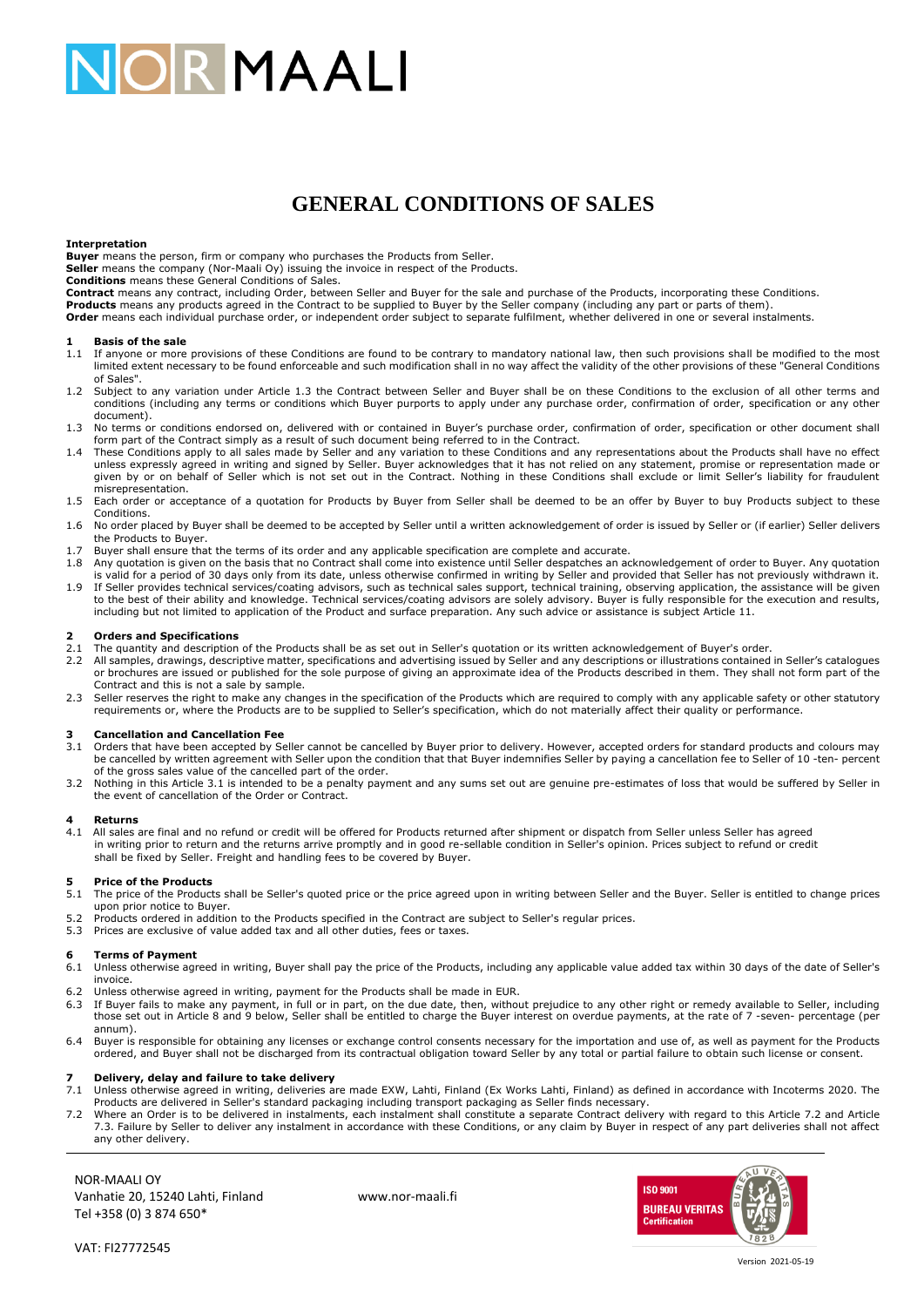# NOR MAALI

# GENERAL CONDITIONS OF SALES

**Interpretation**

**Buyer** means the person, firm or company who purchases the Products from Seller.
**Seller** means the company (Nor-Maali Oy) issuing the invoice in respect of the Products.
**Conditions** means these General Conditions of Sales.
**Contract** means any contract, including Order, between Seller and Buyer for the sale and purchase of the Products, incorporating these Conditions.
**Products** means any products agreed in the Contract to be supplied to Buyer by the Seller company (including any part or parts of them).
**Order** means each individual purchase order, or independent order subject to separate fulfilment, whether delivered in one or several instalments.

**1 Basis of the sale**

1.1 If anyone or more provisions of these Conditions are found to be contrary to mandatory national law, then such provisions shall be modified to the most limited extent necessary to be found enforceable and such modification shall in no way affect the validity of the other provisions of these "General Conditions of Sales".

1.2 Subject to any variation under Article 1.3 the Contract between Seller and Buyer shall be on these Conditions to the exclusion of all other terms and conditions (including any terms or conditions which Buyer purports to apply under any purchase order, confirmation of order, specification or any other document).

1.3 No terms or conditions endorsed on, delivered with or contained in Buyer's purchase order, confirmation of order, specification or other document shall form part of the Contract simply as a result of such document being referred to in the Contract.

1.4 These Conditions apply to all sales made by Seller and any variation to these Conditions and any representations about the Products shall have no effect unless expressly agreed in writing and signed by Seller. Buyer acknowledges that it has not relied on any statement, promise or representation made or given by or on behalf of Seller which is not set out in the Contract. Nothing in these Conditions shall exclude or limit Seller's liability for fraudulent misrepresentation.

1.5 Each order or acceptance of a quotation for Products by Buyer from Seller shall be deemed to be an offer by Buyer to buy Products subject to these Conditions.

1.6 No order placed by Buyer shall be deemed to be accepted by Seller until a written acknowledgement of order is issued by Seller or (if earlier) Seller delivers the Products to Buyer.

1.7 Buyer shall ensure that the terms of its order and any applicable specification are complete and accurate.

1.8 Any quotation is given on the basis that no Contract shall come into existence until Seller despatches an acknowledgement of order to Buyer. Any quotation is valid for a period of 30 days only from its date, unless otherwise confirmed in writing by Seller and provided that Seller has not previously withdrawn it.

1.9 If Seller provides technical services/coating advisors, such as technical sales support, technical training, observing application, the assistance will be given to the best of their ability and knowledge. Technical services/coating advisors are solely advisory. Buyer is fully responsible for the execution and results, including but not limited to application of the Product and surface preparation. Any such advice or assistance is subject Article 11.

**2 Orders and Specifications**

2.1 The quantity and description of the Products shall be as set out in Seller's quotation or its written acknowledgement of Buyer's order.

2.2 All samples, drawings, descriptive matter, specifications and advertising issued by Seller and any descriptions or illustrations contained in Seller's catalogues or brochures are issued or published for the sole purpose of giving an approximate idea of the Products described in them. They shall not form part of the Contract and this is not a sale by sample.

2.3 Seller reserves the right to make any changes in the specification of the Products which are required to comply with any applicable safety or other statutory requirements or, where the Products are to be supplied to Seller's specification, which do not materially affect their quality or performance.

**3 Cancellation and Cancellation Fee**

3.1 Orders that have been accepted by Seller cannot be cancelled by Buyer prior to delivery. However, accepted orders for standard products and colours may be cancelled by written agreement with Seller upon the condition that that Buyer indemnifies Seller by paying a cancellation fee to Seller of 10 -ten- percent of the gross sales value of the cancelled part of the order.

3.2 Nothing in this Article 3.1 is intended to be a penalty payment and any sums set out are genuine pre-estimates of loss that would be suffered by Seller in the event of cancellation of the Order or Contract.

**4 Returns**

4.1 All sales are final and no refund or credit will be offered for Products returned after shipment or dispatch from Seller unless Seller has agreed in writing prior to return and the returns arrive promptly and in good re-sellable condition in Seller's opinion. Prices subject to refund or credit shall be fixed by Seller. Freight and handling fees to be covered by Buyer.

**5 Price of the Products**

5.1 The price of the Products shall be Seller's quoted price or the price agreed upon in writing between Seller and the Buyer. Seller is entitled to change prices upon prior notice to Buyer.

5.2 Products ordered in addition to the Products specified in the Contract are subject to Seller's regular prices.

5.3 Prices are exclusive of value added tax and all other duties, fees or taxes.

**6 Terms of Payment**

6.1 Unless otherwise agreed in writing, Buyer shall pay the price of the Products, including any applicable value added tax within 30 days of the date of Seller's invoice.

6.2 Unless otherwise agreed in writing, payment for the Products shall be made in EUR.

6.3 If Buyer fails to make any payment, in full or in part, on the due date, then, without prejudice to any other right or remedy available to Seller, including those set out in Article 8 and 9 below, Seller shall be entitled to charge the Buyer interest on overdue payments, at the rate of 7 -seven- percentage (per annum).

6.4 Buyer is responsible for obtaining any licenses or exchange control consents necessary for the importation and use of, as well as payment for the Products ordered, and Buyer shall not be discharged from its contractual obligation toward Seller by any total or partial failure to obtain such license or consent.

**7 Delivery, delay and failure to take delivery**

7.1 Unless otherwise agreed in writing, deliveries are made EXW, Lahti, Finland (Ex Works Lahti, Finland) as defined in accordance with Incoterms 2020. The Products are delivered in Seller's standard packaging including transport packaging as Seller finds necessary.

7.2 Where an Order is to be delivered in instalments, each instalment shall constitute a separate Contract delivery with regard to this Article 7.2 and Article 7.3. Failure by Seller to deliver any instalment in accordance with these Conditions, or any claim by Buyer in respect of any part deliveries shall not affect any other delivery.

NOR-MAALI OY
Vanhatie 20, 15240 Lahti, Finland
Tel +358 (0) 3 874 650*

www.nor-maali.fi

VAT: FI27772545

Version 2021-05-19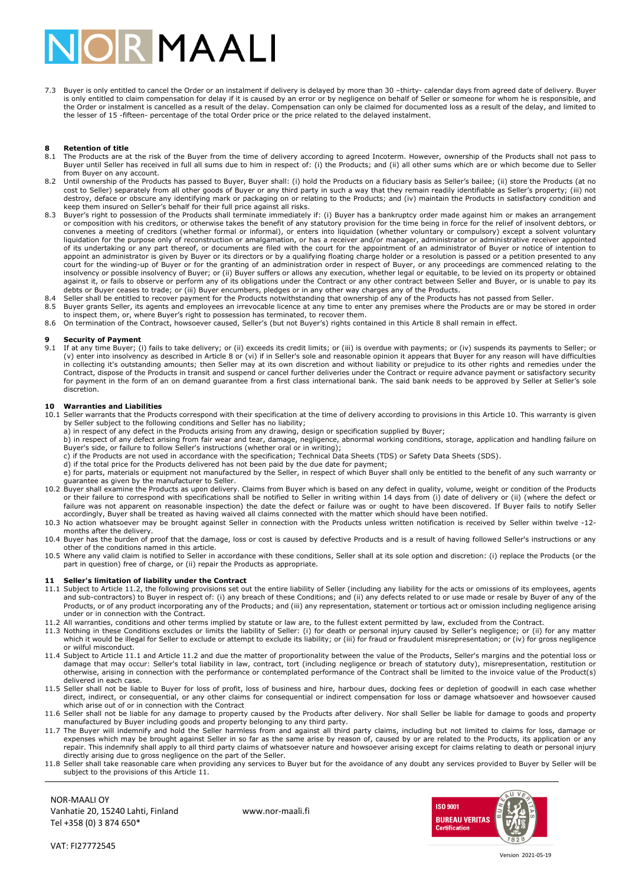7.3 Buyer is only entitled to cancel the Order or an instalment if delivery is delayed by more than 30 –thirty- calendar days from agreed date of delivery. Buyer is only entitled to claim compensation for delay if it is caused by an error or by negligence on behalf of Seller or someone for whom he is responsible, and the Order or instalment is cancelled as a result of the delay. Compensation can only be claimed for documented loss as a result of the delay, and limited to the lesser of 15 -fifteen- percentage of the total Order price or the price related to the delayed instalment.

## 8 Retention of title

8.1 The Products are at the risk of the Buyer from the time of delivery according to agreed Incoterm. However, ownership of the Products shall not pass to Buyer until Seller has received in full all sums due to him in respect of: (i) the Products; and (ii) all other sums which are or which become due to Seller from Buyer on any account.

8.2 Until ownership of the Products has passed to Buyer, Buyer shall: (i) hold the Products on a fiduciary basis as Seller's bailee; (ii) store the Products (at no cost to Seller) separately from all other goods of Buyer or any third party in such a way that they remain readily identifiable as Seller's property; (iii) not destroy, deface or obscure any identifying mark or packaging on or relating to the Products; and (iv) maintain the Products in satisfactory condition and keep them insured on Seller's behalf for their full price against all risks.

8.3 Buyer's right to possession of the Products shall terminate immediately if: (i) Buyer has a bankruptcy order made against him or makes an arrangement or composition with his creditors, or otherwise takes the benefit of any statutory provision for the time being in force for the relief of insolvent debtors, or convenes a meeting of creditors (whether formal or informal), or enters into liquidation (whether voluntary or compulsory) except a solvent voluntary liquidation for the purpose only of reconstruction or amalgamation, or has a receiver and/or manager, administrator or administrative receiver appointed of its undertaking or any part thereof, or documents are filed with the court for the appointment of an administrator of Buyer or notice of intention to appoint an administrator is given by Buyer or its directors or by a qualifying floating charge holder or a resolution is passed or a petition presented to any court for the winding-up of Buyer or for the granting of an administration order in respect of Buyer, or any proceedings are commenced relating to the insolvency or possible insolvency of Buyer; or (ii) Buyer suffers or allows any execution, whether legal or equitable, to be levied on its property or obtained against it, or fails to observe or perform any of its obligations under the Contract or any other contract between Seller and Buyer, or is unable to pay its debts or Buyer ceases to trade; or (iii) Buyer encumbers, pledges or in any other way charges any of the Products.

8.4 Seller shall be entitled to recover payment for the Products notwithstanding that ownership of any of the Products has not passed from Seller.

8.5 Buyer grants Seller, its agents and employees an irrevocable licence at any time to enter any premises where the Products are or may be stored in order to inspect them, or, where Buyer's right to possession has terminated, to recover them.

8.6 On termination of the Contract, howsoever caused, Seller's (but not Buyer's) rights contained in this Article 8 shall remain in effect.

## 9 Security of Payment

9.1 If at any time Buyer; (i) fails to take delivery; or (ii) exceeds its credit limits; or (iii) is overdue with payments; or (iv) suspends its payments to Seller; or (v) enter into insolvency as described in Article 8 or (vi) if in Seller's sole and reasonable opinion it appears that Buyer for any reason will have difficulties in collecting it's outstanding amounts; then Seller may at its own discretion and without liability or prejudice to its other rights and remedies under the Contract, dispose of the Products in transit and suspend or cancel further deliveries under the Contract or require advance payment or satisfactory security for payment in the form of an on demand guarantee from a first class international bank. The said bank needs to be approved by Seller at Seller's sole discretion.

## 10 Warranties and Liabilities

10.1 Seller warrants that the Products correspond with their specification at the time of delivery according to provisions in this Article 10. This warranty is given by Seller subject to the following conditions and Seller has no liability;

a) in respect of any defect in the Products arising from any drawing, design or specification supplied by Buyer;

b) in respect of any defect arising from fair wear and tear, damage, negligence, abnormal working conditions, storage, application and handling failure on Buyer's side, or failure to follow Seller's instructions (whether oral or in writing);

c) if the Products are not used in accordance with the specification; Technical Data Sheets (TDS) or Safety Data Sheets (SDS).

d) if the total price for the Products delivered has not been paid by the due date for payment;

e) for parts, materials or equipment not manufactured by the Seller, in respect of which Buyer shall only be entitled to the benefit of any such warranty or guarantee as given by the manufacturer to Seller.

10.2 Buyer shall examine the Products as upon delivery. Claims from Buyer which is based on any defect in quality, volume, weight or condition of the Products or their failure to correspond with specifications shall be notified to Seller in writing within 14 days from (i) date of delivery or (ii) (where the defect or failure was not apparent on reasonable inspection) the date the defect or failure was or ought to have been discovered. If Buyer fails to notify Seller accordingly, Buyer shall be treated as having waived all claims connected with the matter which should have been notified.

10.3 No action whatsoever may be brought against Seller in connection with the Products unless written notification is received by Seller within twelve -12- months after the delivery.

10.4 Buyer has the burden of proof that the damage, loss or cost is caused by defective Products and is a result of having followed Seller's instructions or any other of the conditions named in this article.

10.5 Where any valid claim is notified to Seller in accordance with these conditions, Seller shall at its sole option and discretion: (i) replace the Products (or the part in question) free of charge, or (ii) repair the Products as appropriate.

## 11 Seller's limitation of liability under the Contract

11.1 Subject to Article 11.2, the following provisions set out the entire liability of Seller (including any liability for the acts or omissions of its employees, agents and sub-contractors) to Buyer in respect of: (i) any breach of these Conditions; and (ii) any defects related to or use made or resale by Buyer of any of the Products, or of any product incorporating any of the Products; and (iii) any representation, statement or tortious act or omission including negligence arising under or in connection with the Contract.

11.2 All warranties, conditions and other terms implied by statute or law are, to the fullest extent permitted by law, excluded from the Contract.

11.3 Nothing in these Conditions excludes or limits the liability of Seller: (i) for death or personal injury caused by Seller's negligence; or (ii) for any matter which it would be illegal for Seller to exclude or attempt to exclude its liability; or (iii) for fraud or fraudulent misrepresentation; or (iv) for gross negligence or wilful misconduct.

11.4 Subject to Article 11.1 and Article 11.2 and due the matter of proportionality between the value of the Products, Seller's margins and the potential loss or damage that may occur: Seller's total liability in law, contract, tort (including negligence or breach of statutory duty), misrepresentation, restitution or otherwise, arising in connection with the performance or contemplated performance of the Contract shall be limited to the invoice value of the Product(s) delivered in each case.

11.5 Seller shall not be liable to Buyer for loss of profit, loss of business and hire, harbour dues, docking fees or depletion of goodwill in each case whether direct, indirect, or consequential, or any other claims for consequential or indirect compensation for loss or damage whatsoever and howsoever caused which arise out of or in connection with the Contract

11.6 Seller shall not be liable for any damage to property caused by the Products after delivery. Nor shall Seller be liable for damage to goods and property manufactured by Buyer including goods and property belonging to any third party.

11.7 The Buyer will indemnify and hold the Seller harmless from and against all third party claims, including but not limited to claims for loss, damage or expenses which may be brought against Seller in so far as the same arise by reason of, caused by or are related to the Products, its application or any repair. This indemnify shall apply to all third party claims of whatsoever nature and howsoever arising except for claims relating to death or personal injury directly arising due to gross negligence on the part of the Seller.

11.8 Seller shall take reasonable care when providing any services to Buyer but for the avoidance of any doubt any services provided to Buyer by Seller will be subject to the provisions of this Article 11.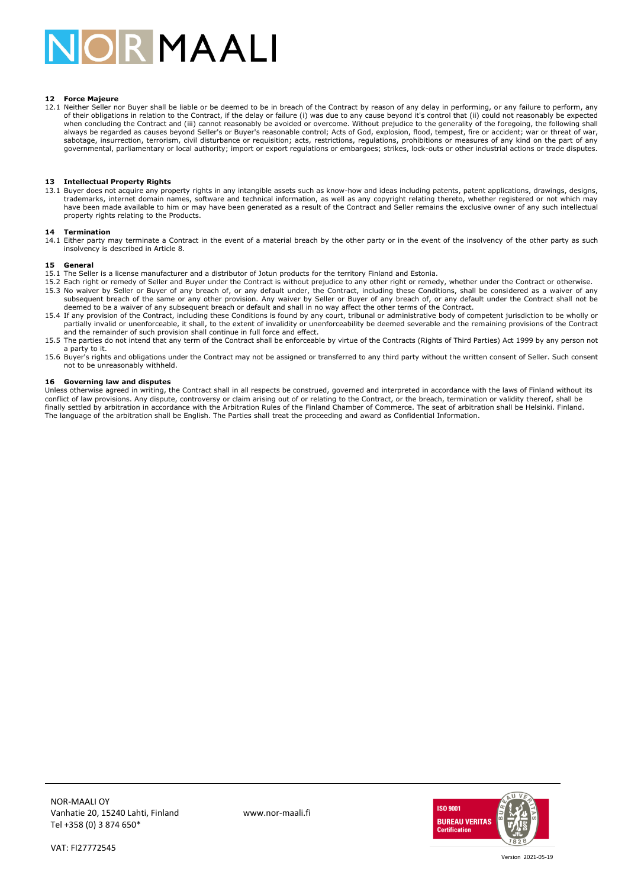## 12 Force Majeure

12.1 Neither Seller nor Buyer shall be liable or be deemed to be in breach of the Contract by reason of any delay in performing, or any failure to perform, any of their obligations in relation to the Contract, if the delay or failure (i) was due to any cause beyond it's control that (ii) could not reasonably be expected when concluding the Contract and (iii) cannot reasonably be avoided or overcome. Without prejudice to the generality of the foregoing, the following shall always be regarded as causes beyond Seller's or Buyer's reasonable control; Acts of God, explosion, flood, tempest, fire or accident; war or threat of war, sabotage, insurrection, terrorism, civil disturbance or requisition; acts, restrictions, regulations, prohibitions or measures of any kind on the part of any governmental, parliamentary or local authority; import or export regulations or embargoes; strikes, lock-outs or other industrial actions or trade disputes.

## 13 Intellectual Property Rights

13.1 Buyer does not acquire any property rights in any intangible assets such as know-how and ideas including patents, patent applications, drawings, designs, trademarks, internet domain names, software and technical information, as well as any copyright relating thereto, whether registered or not which may have been made available to him or may have been generated as a result of the Contract and Seller remains the exclusive owner of any such intellectual property rights relating to the Products.

## 14 Termination

14.1 Either party may terminate a Contract in the event of a material breach by the other party or in the event of the insolvency of the other party as such insolvency is described in Article 8.

## 15 General

15.1 The Seller is a license manufacturer and a distributor of Jotun products for the territory Finland and Estonia.

15.2 Each right or remedy of Seller and Buyer under the Contract is without prejudice to any other right or remedy, whether under the Contract or otherwise.

15.3 No waiver by Seller or Buyer of any breach of, or any default under, the Contract, including these Conditions, shall be considered as a waiver of any subsequent breach of the same or any other provision. Any waiver by Seller or Buyer of any breach of, or any default under the Contract shall not be deemed to be a waiver of any subsequent breach or default and shall in no way affect the other terms of the Contract.

15.4 If any provision of the Contract, including these Conditions is found by any court, tribunal or administrative body of competent jurisdiction to be wholly or partially invalid or unenforceable, it shall, to the extent of invalidity or unenforceability be deemed severable and the remaining provisions of the Contract and the remainder of such provision shall continue in full force and effect.

15.5 The parties do not intend that any term of the Contract shall be enforceable by virtue of the Contracts (Rights of Third Parties) Act 1999 by any person not a party to it.

15.6 Buyer's rights and obligations under the Contract may not be assigned or transferred to any third party without the written consent of Seller. Such consent not to be unreasonably withheld.

## 16 Governing law and disputes

Unless otherwise agreed in writing, the Contract shall in all respects be construed, governed and interpreted in accordance with the laws of Finland without its conflict of law provisions. Any dispute, controversy or claim arising out of or relating to the Contract, or the breach, termination or validity thereof, shall be finally settled by arbitration in accordance with the Arbitration Rules of the Finland Chamber of Commerce. The seat of arbitration shall be Helsinki. Finland. The language of the arbitration shall be English. The Parties shall treat the proceeding and award as Confidential Information.

NOR-MAALI OY
Vanhatie 20, 15240 Lahti, Finland
Tel +358 (0) 3 874 650*

www.nor-maali.fi

VAT: FI27772545

Version 2021-05-19